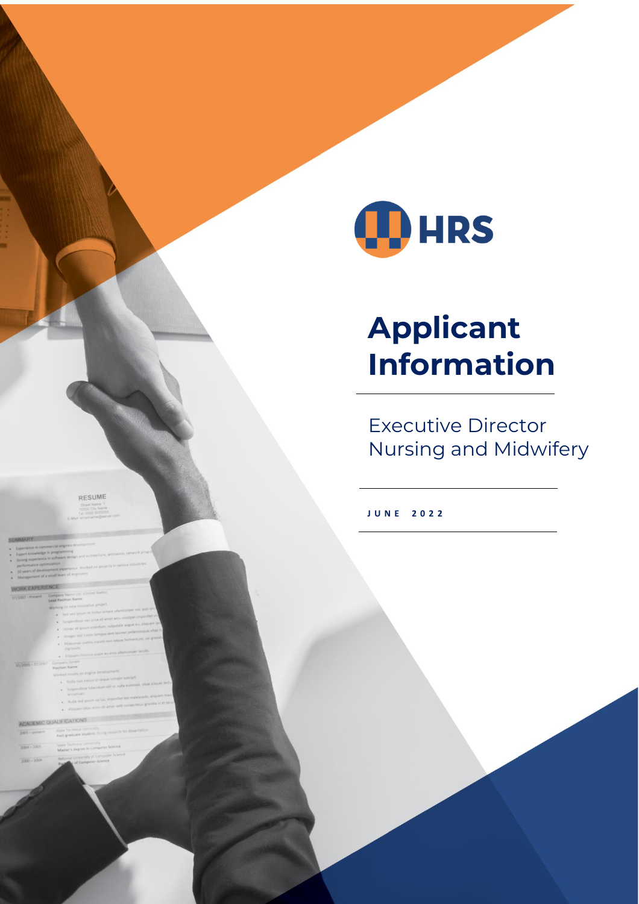HRS

# Applicant Information

## Executive Director Nursing and Midwifery

JUNE 2022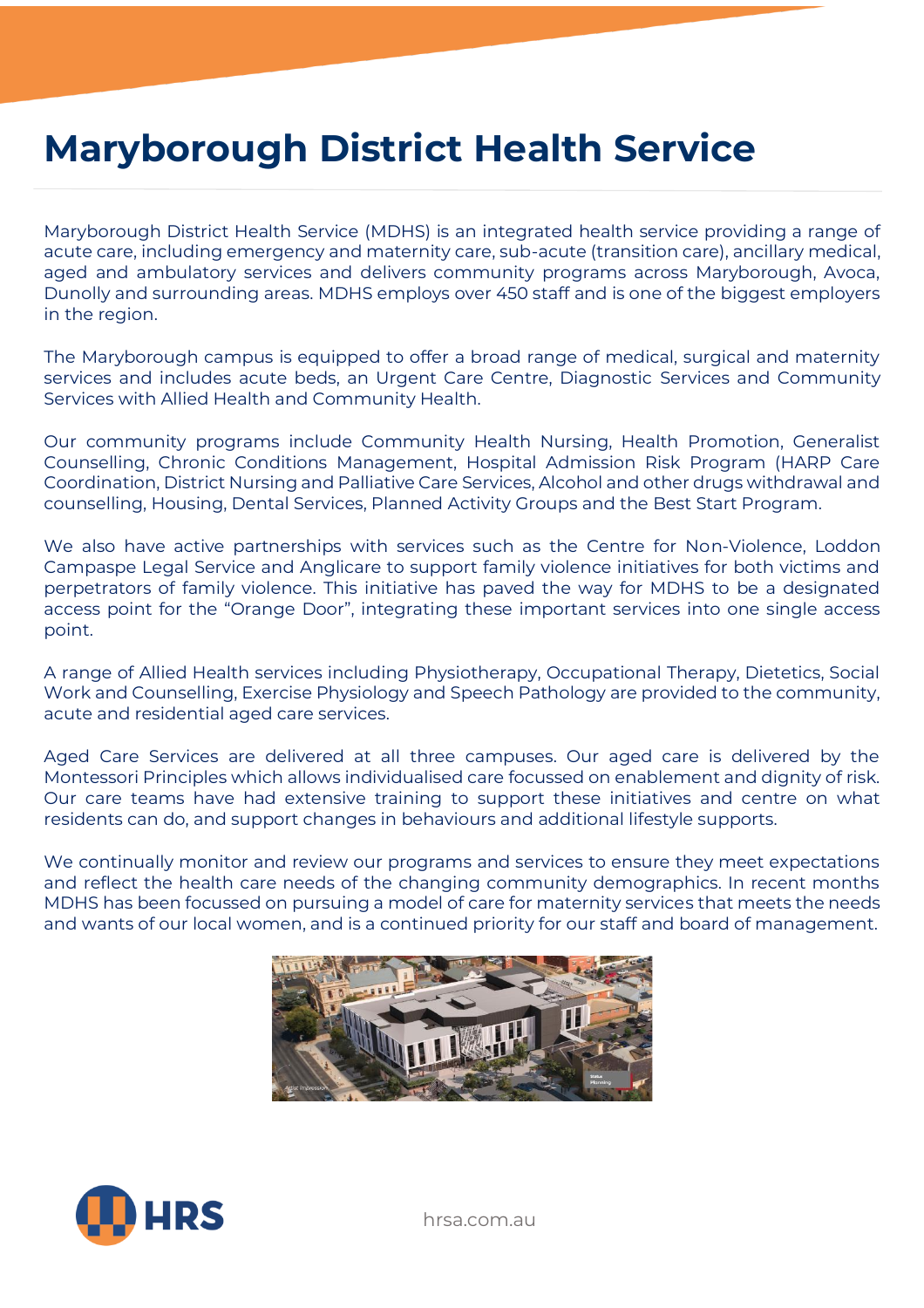# Maryborough District Health Service

Maryborough District Health Service (MDHS) is an integrated health service providing a range of acute care, including emergency and maternity care, sub-acute (transition care), ancillary medical, aged and ambulatory services and delivers community programs across Maryborough, Avoca, Dunolly and surrounding areas. MDHS employs over 450 staff and is one of the biggest employers in the region.

The Maryborough campus is equipped to offer a broad range of medical, surgical and maternity services and includes acute beds, an Urgent Care Centre, Diagnostic Services and Community Services with Allied Health and Community Health.

Our community programs include Community Health Nursing, Health Promotion, Generalist Counselling, Chronic Conditions Management, Hospital Admission Risk Program (HARP Care Coordination, District Nursing and Palliative Care Services, Alcohol and other drugs withdrawal and counselling, Housing, Dental Services, Planned Activity Groups and the Best Start Program.

We also have active partnerships with services such as the Centre for Non-Violence, Loddon Campaspe Legal Service and Anglicare to support family violence initiatives for both victims and perpetrators of family violence. This initiative has paved the way for MDHS to be a designated access point for the "Orange Door", integrating these important services into one single access point.

A range of Allied Health services including Physiotherapy, Occupational Therapy, Dietetics, Social Work and Counselling, Exercise Physiology and Speech Pathology are provided to the community, acute and residential aged care services.

Aged Care Services are delivered at all three campuses. Our aged care is delivered by the Montessori Principles which allows individualised care focussed on enablement and dignity of risk. Our care teams have had extensive training to support these initiatives and centre on what residents can do, and support changes in behaviours and additional lifestyle supports.

We continually monitor and review our programs and services to ensure they meet expectations and reflect the health care needs of the changing community demographics. In recent months MDHS has been focussed on pursuing a model of care for maternity services that meets the needs and wants of our local women, and is a continued priority for our staff and board of management.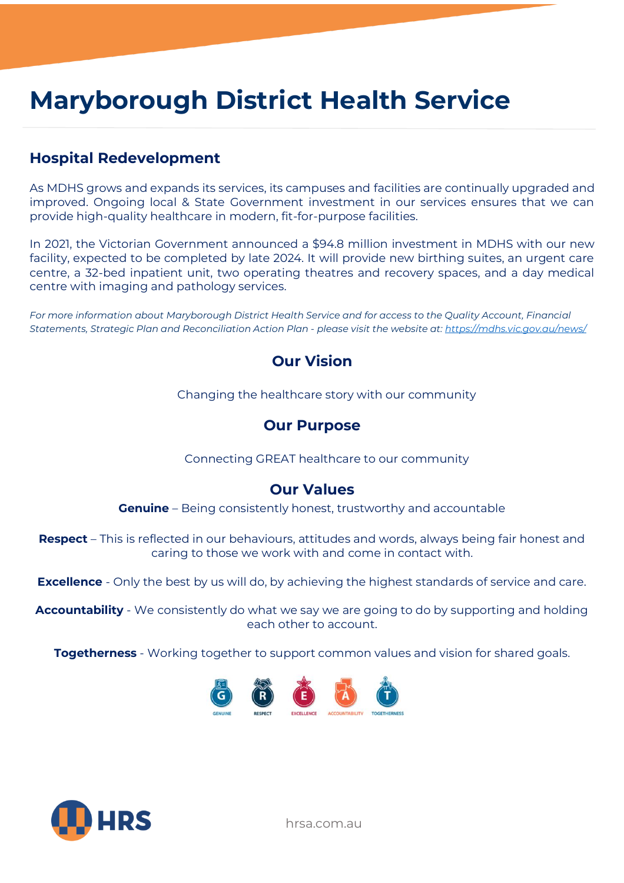# Maryborough District Health Service

## Hospital Redevelopment

As MDHS grows and expands its services, its campuses and facilities are continually upgraded and improved. Ongoing local & State Government investment in our services ensures that we can provide high-quality healthcare in modern, fit-for-purpose facilities.

In 2021, the Victorian Government announced a $94.8 million investment in MDHS with our new facility, expected to be completed by late 2024. It will provide new birthing suites, an urgent care centre, a 32-bed inpatient unit, two operating theatres and recovery spaces, and a day medical centre with imaging and pathology services.

*For more information about Maryborough District Health Service and for access to the Quality Account, Financial Statements, Strategic Plan and Reconciliation Action Plan - please visit the website at: [https://mdhs.vic.gov.au/news/](https://mdhs.vic.gov.au/news/)*

## Our Vision

Changing the healthcare story with our community

## Our Purpose

Connecting GREAT healthcare to our community

## Our Values

**Genuine** – Being consistently honest, trustworthy and accountable

**Respect** – This is reflected in our behaviours, attitudes and words, always being fair honest and caring to those we work with and come in contact with.

**Excellence** - Only the best by us will do, by achieving the highest standards of service and care.

**Accountability** - We consistently do what we say we are going to do by supporting and holding each other to account.

**Togetherness** - Working together to support common values and vision for shared goals.

GENUINE RESPECT EXCELLENCE ACCOUNTABILITY TOGETHERNESS

hrsa.com.au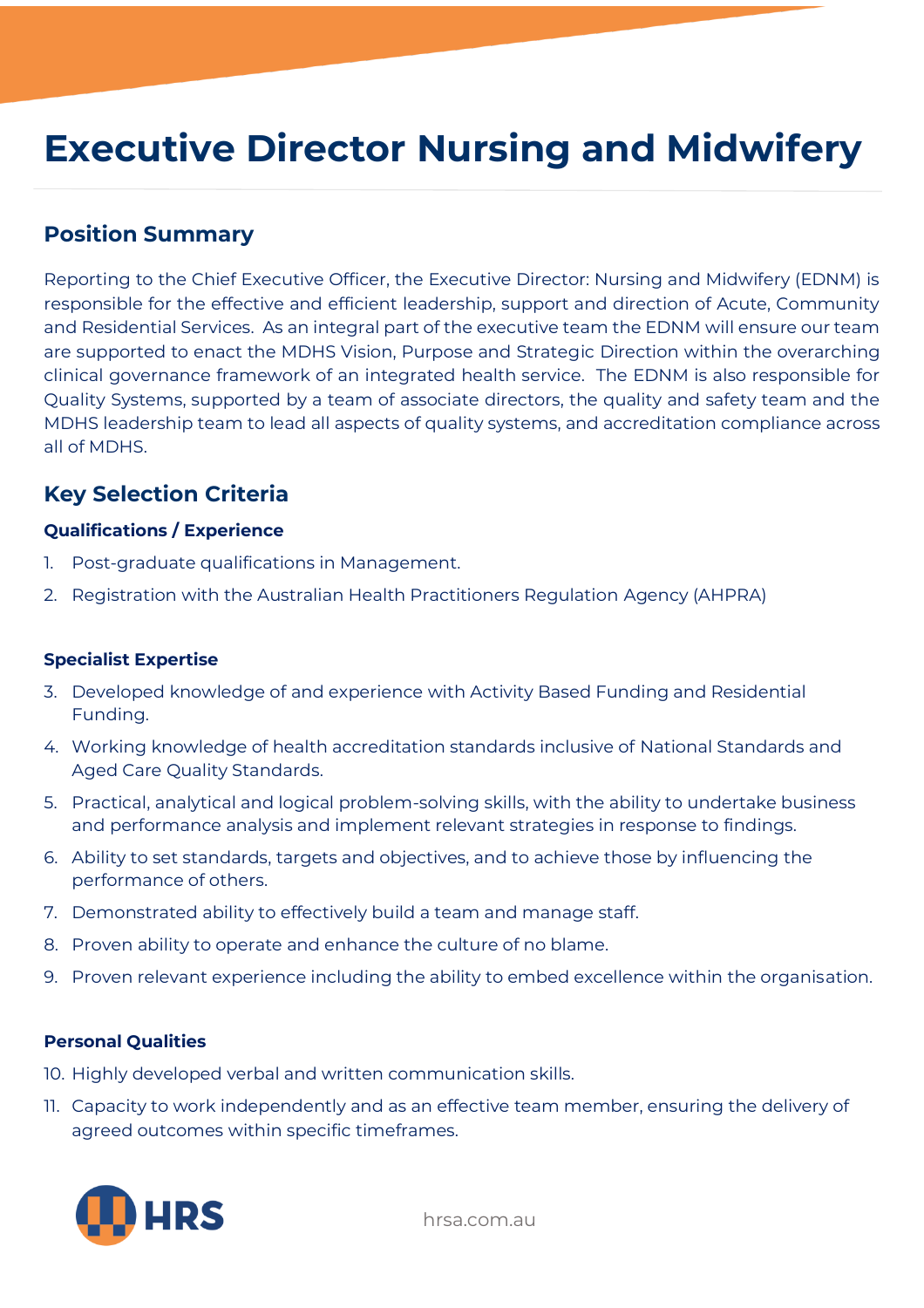# Executive Director Nursing and Midwifery

## Position Summary

Reporting to the Chief Executive Officer, the Executive Director: Nursing and Midwifery (EDNM) is responsible for the effective and efficient leadership, support and direction of Acute, Community and Residential Services. As an integral part of the executive team the EDNM will ensure our team are supported to enact the MDHS Vision, Purpose and Strategic Direction within the overarching clinical governance framework of an integrated health service. The EDNM is also responsible for Quality Systems, supported by a team of associate directors, the quality and safety team and the MDHS leadership team to lead all aspects of quality systems, and accreditation compliance across all of MDHS.

## Key Selection Criteria

### Qualifications / Experience

1. Post-graduate qualifications in Management.
2. Registration with the Australian Health Practitioners Regulation Agency (AHPRA)

### Specialist Expertise

3. Developed knowledge of and experience with Activity Based Funding and Residential Funding.
4. Working knowledge of health accreditation standards inclusive of National Standards and Aged Care Quality Standards.
5. Practical, analytical and logical problem-solving skills, with the ability to undertake business and performance analysis and implement relevant strategies in response to findings.
6. Ability to set standards, targets and objectives, and to achieve those by influencing the performance of others.
7. Demonstrated ability to effectively build a team and manage staff.
8. Proven ability to operate and enhance the culture of no blame.
9. Proven relevant experience including the ability to embed excellence within the organisation.

### Personal Qualities

10. Highly developed verbal and written communication skills.
11. Capacity to work independently and as an effective team member, ensuring the delivery of agreed outcomes within specific timeframes.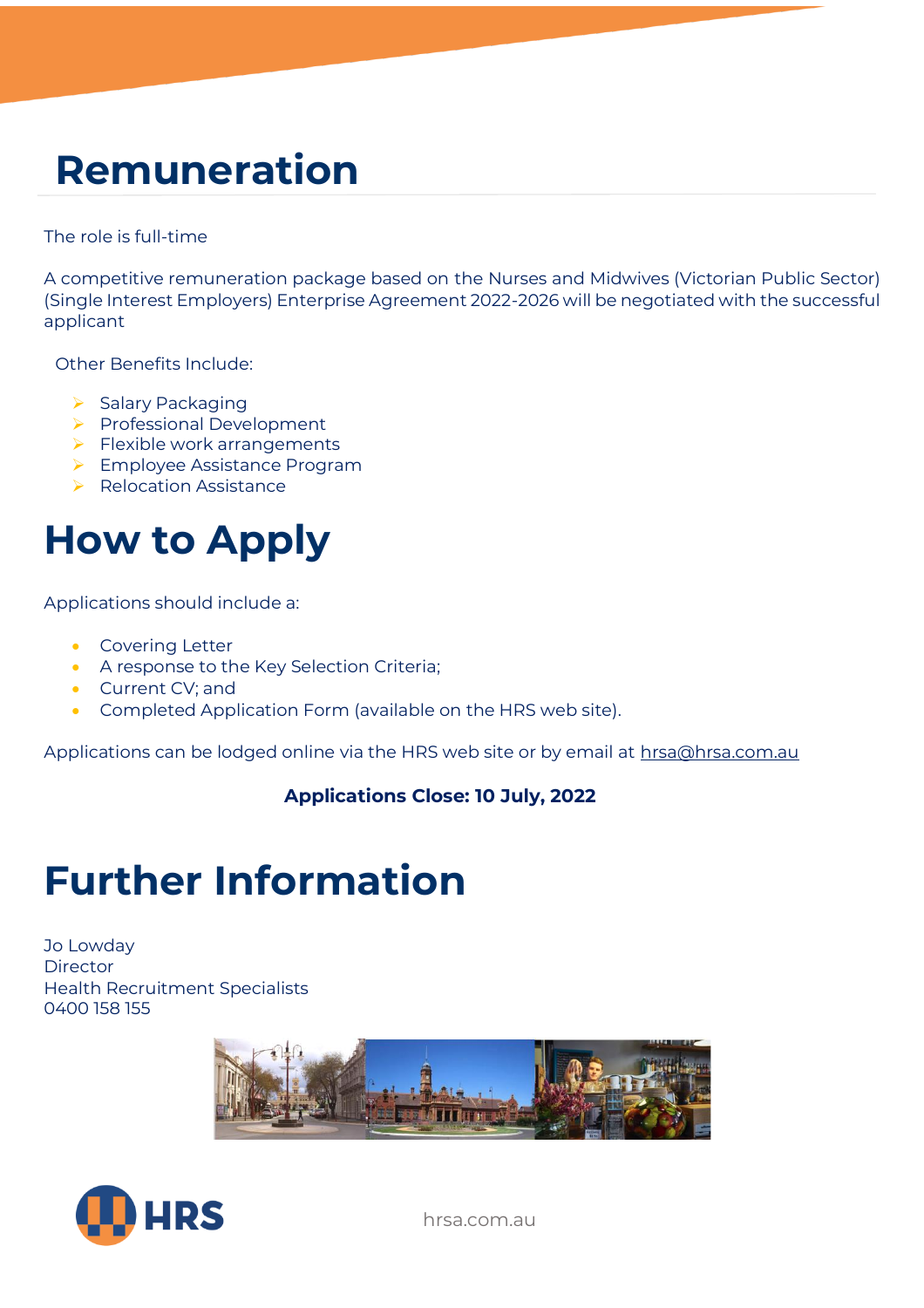# Remuneration

The role is full-time

A competitive remuneration package based on the Nurses and Midwives (Victorian Public Sector) (Single Interest Employers) Enterprise Agreement 2022-2026 will be negotiated with the successful applicant

Other Benefits Include:

- Salary Packaging
- Professional Development
- Flexible work arrangements
- Employee Assistance Program
- Relocation Assistance

# How to Apply

Applications should include a:

- Covering Letter
- A response to the Key Selection Criteria;
- Current CV; and
- Completed Application Form (available on the HRS web site).

Applications can be lodged online via the HRS web site or by email at hrsa@hrsa.com.au

**Applications Close: 10 July, 2022**

# Further Information

Jo Lowday
Director
Health Recruitment Specialists
0400 158 155

HRS

hrsa.com.au